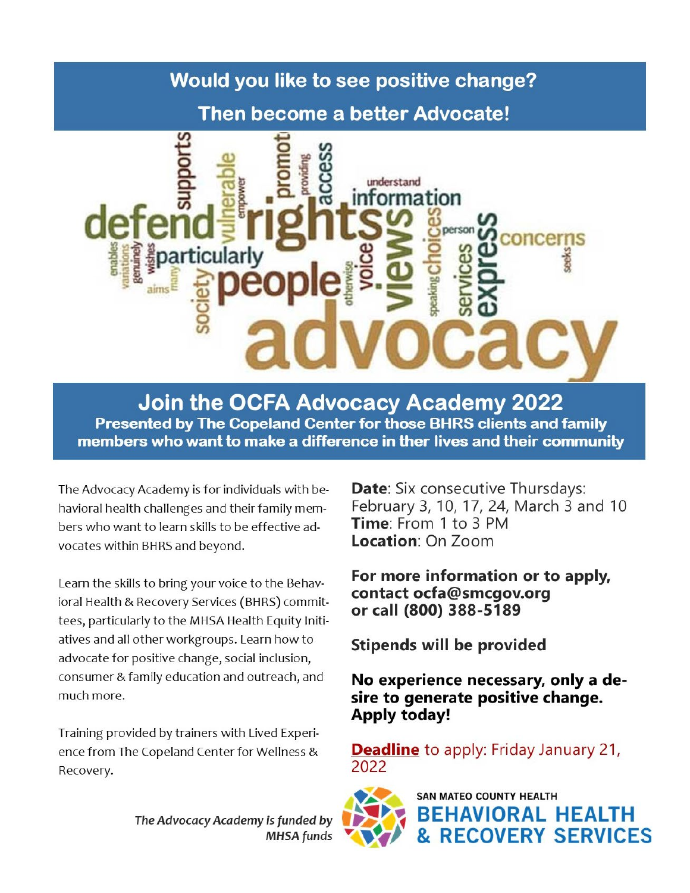# Would you like to see positive change?

# Then become a better Advocate!

## Join the OCFA Advocacy Academy 2022

**Presented by The Copeland Center for those BHRS clients and family members who want to make a difference in ther lives and their community**

The Advocacy Academy is for individuals with behavioral health challenges and their family members who want to learn skills to be effective advocates within BHRS and beyond.

Learn the skills to bring your voice to the Behavioral Health & Recovery Services (BHRS) committees, particularly to the MHSA Health Equity Initiatives and all other workgroups. Learn how to advocate for positive change, social inclusion, consumer & family education and outreach, and much more.

Training provided by trainers with Lived Experience from The Copeland Center for Wellness & Recovery.

**Date**: Six consecutive Thursdays: February 3, 10, 17, 24, March 3 and 10
**Time**: From 1 to 3 PM
**Location**: On Zoom

**For more information or to apply, contact ocfa@smcgov.org or call (800) 388-5189**

**Stipends will be provided**

**No experience necessary, only a desire to generate positive change. Apply today!**

**Deadline** to apply: Friday January 21, 2022

*The Advocacy Academy is funded by MHSA funds*

SAN MATEO COUNTY HEALTH
BEHAVIORAL HEALTH & RECOVERY SERVICES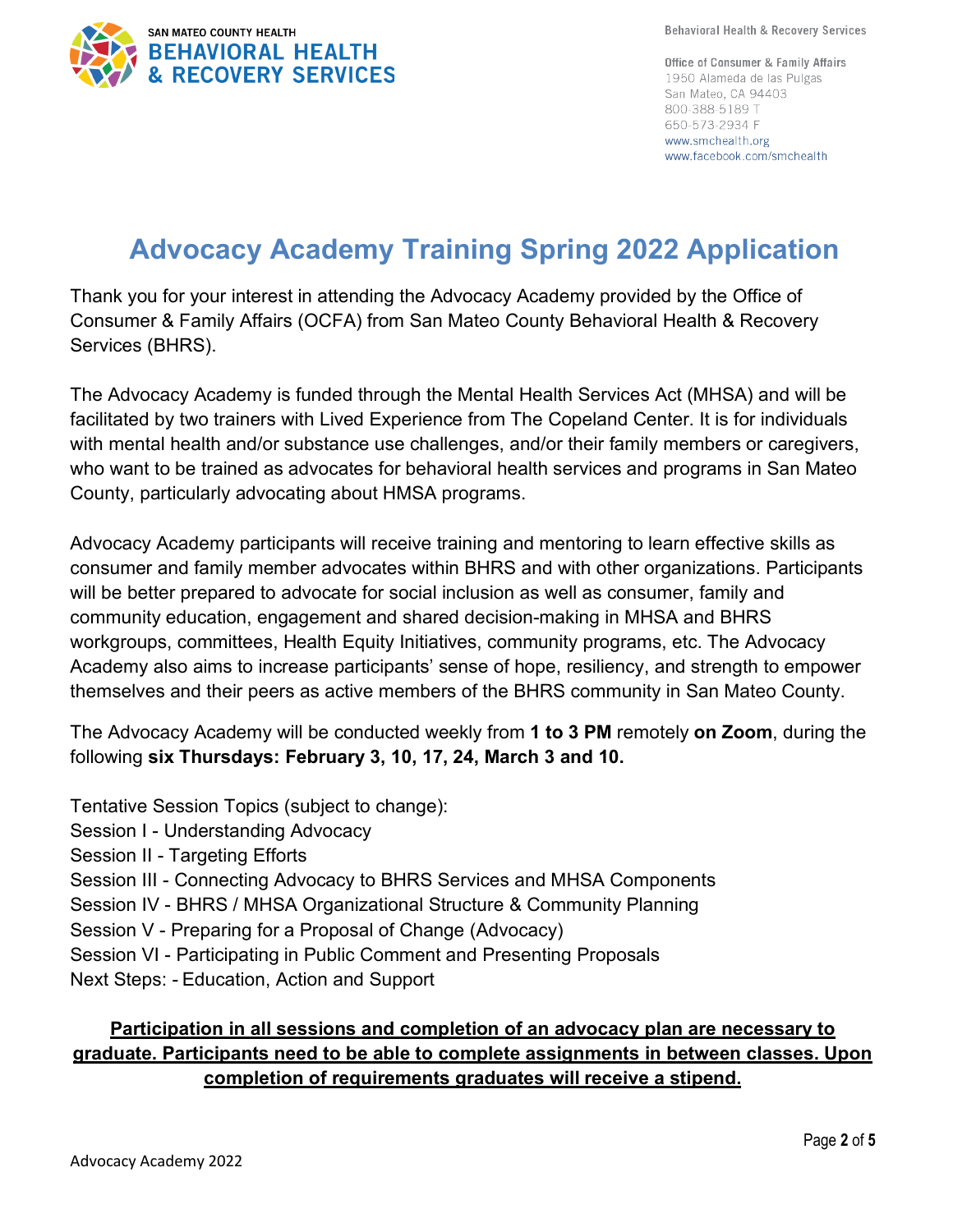SAN MATEO COUNTY HEALTH
**BEHAVIORAL HEALTH & RECOVERY SERVICES**

Behavioral Health & Recovery Services

Office of Consumer & Family Affairs
1950 Alameda de las Pulgas
San Mateo, CA 94403
800-388-5189 T
650-573-2934 F
www.smchealth.org
www.facebook.com/smchealth

# Advocacy Academy Training Spring 2022 Application

Thank you for your interest in attending the Advocacy Academy provided by the Office of Consumer & Family Affairs (OCFA) from San Mateo County Behavioral Health & Recovery Services (BHRS).

The Advocacy Academy is funded through the Mental Health Services Act (MHSA) and will be facilitated by two trainers with Lived Experience from The Copeland Center. It is for individuals with mental health and/or substance use challenges, and/or their family members or caregivers, who want to be trained as advocates for behavioral health services and programs in San Mateo County, particularly advocating about HMSA programs.

Advocacy Academy participants will receive training and mentoring to learn effective skills as consumer and family member advocates within BHRS and with other organizations. Participants will be better prepared to advocate for social inclusion as well as consumer, family and community education, engagement and shared decision-making in MHSA and BHRS workgroups, committees, Health Equity Initiatives, community programs, etc. The Advocacy Academy also aims to increase participants' sense of hope, resiliency, and strength to empower themselves and their peers as active members of the BHRS community in San Mateo County.

The Advocacy Academy will be conducted weekly from **1 to 3 PM** remotely **on Zoom**, during the following **six Thursdays: February 3, 10, 17, 24, March 3 and 10.**

Tentative Session Topics (subject to change):
Session I - Understanding Advocacy
Session II - Targeting Efforts
Session III - Connecting Advocacy to BHRS Services and MHSA Components
Session IV - BHRS / MHSA Organizational Structure & Community Planning
Session V - Preparing for a Proposal of Change (Advocacy)
Session VI - Participating in Public Comment and Presenting Proposals
Next Steps: - Education, Action and Support

**<u>Participation in all sessions and completion of an advocacy plan are necessary to graduate. Participants need to be able to complete assignments in between classes. Upon completion of requirements graduates will receive a stipend.</u>**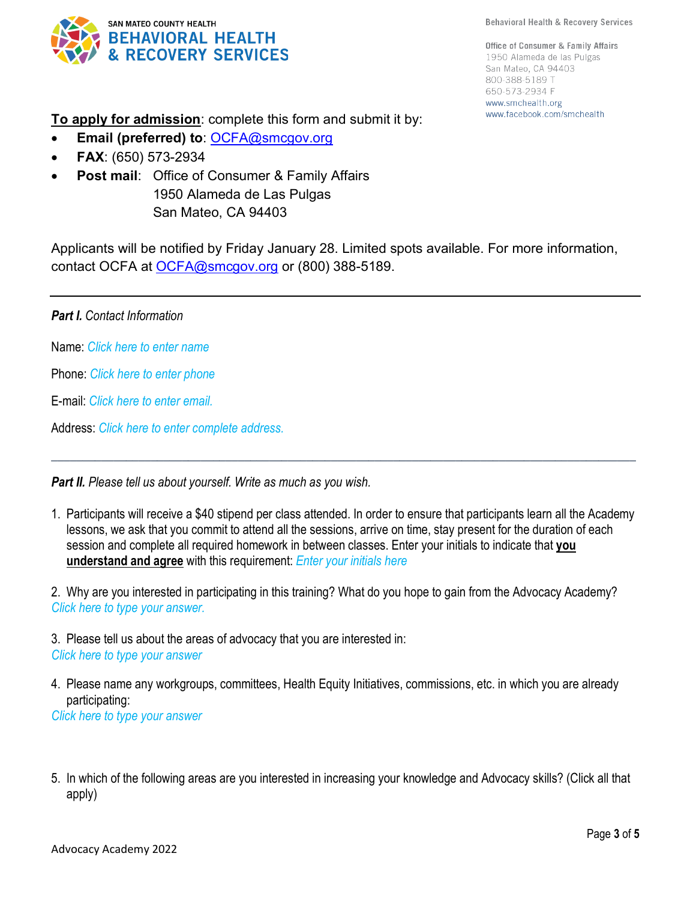SAN MATEO COUNTY HEALTH
**BEHAVIORAL HEALTH & RECOVERY SERVICES**

Behavioral Health & Recovery Services

Office of Consumer & Family Affairs
1950 Alameda de las Pulgas
San Mateo, CA 94403
800-388-5189 T
650-573-2934 F
www.smchealth.org
www.facebook.com/smchealth

**To apply for admission**: complete this form and submit it by:

- **Email (preferred) to**: OCFA@smcgov.org
- **FAX**: (650) 573-2934
- **Post mail**: Office of Consumer & Family Affairs
  1950 Alameda de Las Pulgas
  San Mateo, CA 94403

Applicants will be notified by Friday January 28. Limited spots available. For more information, contact OCFA at OCFA@smcgov.org or (800) 388-5189.

---

***Part I.*** *Contact Information*

Name: *Click here to enter name*

Phone: *Click here to enter phone*

E-mail: *Click here to enter email.*

Address: *Click here to enter complete address.*

---

***Part II.*** *Please tell us about yourself. Write as much as you wish.*

1. Participants will receive a $40 stipend per class attended. In order to ensure that participants learn all the Academy lessons, we ask that you commit to attend all the sessions, arrive on time, stay present for the duration of each session and complete all required homework in between classes. Enter your initials to indicate that **you understand and agree** with this requirement: *Enter your initials here*

2. Why are you interested in participating in this training? What do you hope to gain from the Advocacy Academy?
*Click here to type your answer.*

3. Please tell us about the areas of advocacy that you are interested in:
*Click here to type your answer*

4. Please name any workgroups, committees, Health Equity Initiatives, commissions, etc. in which you are already participating:
*Click here to type your answer*

5. In which of the following areas are you interested in increasing your knowledge and Advocacy skills? (Click all that apply)

Advocacy Academy 2022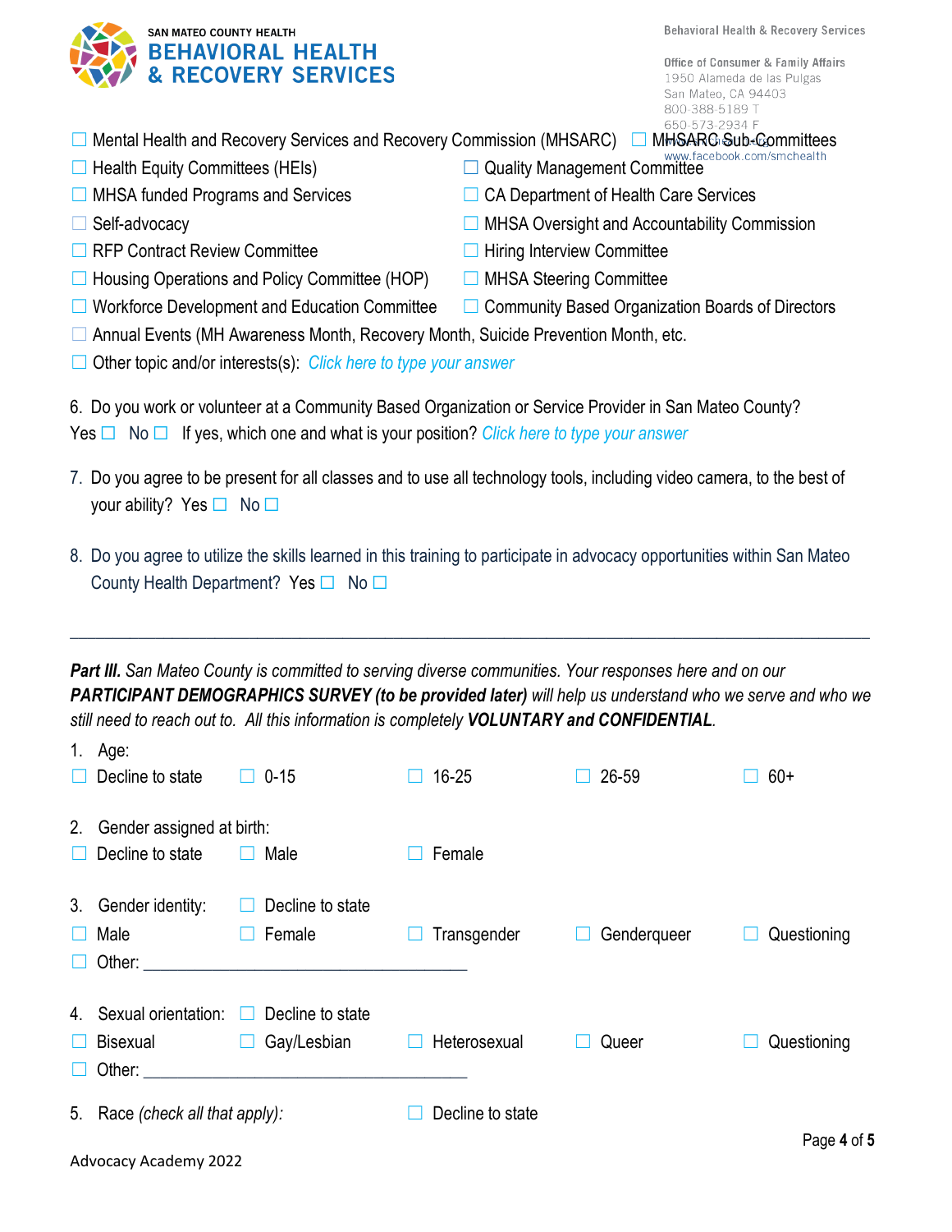SAN MATEO COUNTY HEALTH
**BEHAVIORAL HEALTH & RECOVERY SERVICES**

Behavioral Health & Recovery Services

Office of Consumer & Family Affairs
1950 Alameda de las Pulgas
San Mateo, CA 94403
800-388-5189 T
650-573-2934 F
www.facebook.com/smchealth

- ☐ Mental Health and Recovery Services and Recovery Commission (MHSARC)
- ☐ MHSARC Sub-Committees
- ☐ Health Equity Committees (HEIs)
- ☐ Quality Management Committee
- ☐ MHSA funded Programs and Services
- ☐ CA Department of Health Care Services
- ☐ Self-advocacy
- ☐ MHSA Oversight and Accountability Commission
- ☐ RFP Contract Review Committee
- ☐ Hiring Interview Committee
- ☐ Housing Operations and Policy Committee (HOP)
- ☐ MHSA Steering Committee
- ☐ Workforce Development and Education Committee
- ☐ Community Based Organization Boards of Directors
- ☐ Annual Events (MH Awareness Month, Recovery Month, Suicide Prevention Month, etc.
- ☐ Other topic and/or interests(s): *Click here to type your answer*

6. Do you work or volunteer at a Community Based Organization or Service Provider in San Mateo County?
Yes ☐ No ☐ If yes, which one and what is your position? *Click here to type your answer*

7. Do you agree to be present for all classes and to use all technology tools, including video camera, to the best of your ability? Yes ☐ No ☐

8. Do you agree to utilize the skills learned in this training to participate in advocacy opportunities within San Mateo County Health Department? Yes ☐ No ☐

---

***Part III.*** *San Mateo County is committed to serving diverse communities. Your responses here and on our* ***PARTICIPANT DEMOGRAPHICS SURVEY (to be provided later)*** *will help us understand who we serve and who we still need to reach out to. All this information is completely* ***VOLUNTARY and CONFIDENTIAL****.*

1. Age:
☐ Decline to state ☐ 0-15 ☐ 16-25 ☐ 26-59 ☐ 60+

2. Gender assigned at birth:
☐ Decline to state ☐ Male ☐ Female

3. Gender identity: ☐ Decline to state
☐ Male ☐ Female ☐ Transgender ☐ Genderqueer ☐ Questioning
☐ Other: ___________________________________

4. Sexual orientation: ☐ Decline to state
☐ Bisexual ☐ Gay/Lesbian ☐ Heterosexual ☐ Queer ☐ Questioning
☐ Other: ___________________________________

5. Race *(check all that apply)*: ☐ Decline to state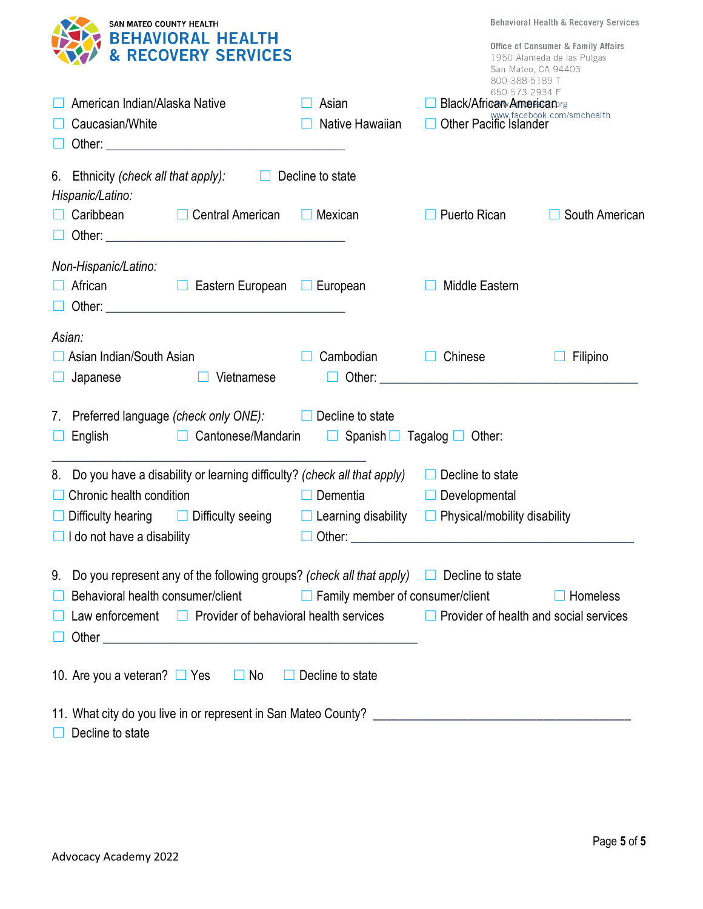SAN MATEO COUNTY HEALTH
BEHAVIORAL HEALTH & RECOVERY SERVICES

Behavioral Health & Recovery Services

Office of Consumer & Family Affairs
1950 Alameda de las Pulgas
San Mateo, CA 94403
800-388-5189 T
650-573-2934 F
www.smchealth.org
www.facebook.com/smchealth

- ☐ American Indian/Alaska Native
- ☐ Asian
- ☐ Black/African American
- ☐ Caucasian/White
- ☐ Native Hawaiian
- ☐ Other Pacific Islander
- ☐ Other: ______________________________

6. Ethnicity *(check all that apply):* ☐ Decline to state

*Hispanic/Latino:*

- ☐ Caribbean
- ☐ Central American
- ☐ Mexican
- ☐ Puerto Rican
- ☐ South American
- ☐ Other: ______________________________

*Non-Hispanic/Latino:*

- ☐ African
- ☐ Eastern European
- ☐ European
- ☐ Middle Eastern
- ☐ Other: ______________________________

*Asian:*

- ☐ Asian Indian/South Asian
- ☐ Cambodian
- ☐ Chinese
- ☐ Filipino
- ☐ Japanese
- ☐ Vietnamese
- ☐ Other: ______________________________

7. Preferred language *(check only ONE):* ☐ Decline to state

- ☐ English
- ☐ Cantonese/Mandarin
- ☐ Spanish
- ☐ Tagalog
- ☐ Other: ______________________________

8. Do you have a disability or learning difficulty? *(check all that apply)* ☐ Decline to state

- ☐ Chronic health condition
- ☐ Dementia
- ☐ Developmental
- ☐ Difficulty hearing
- ☐ Difficulty seeing
- ☐ Learning disability
- ☐ Physical/mobility disability
- ☐ I do not have a disability
- ☐ Other: ______________________________

9. Do you represent any of the following groups? *(check all that apply)* ☐ Decline to state

- ☐ Behavioral health consumer/client
- ☐ Family member of consumer/client
- ☐ Homeless
- ☐ Law enforcement
- ☐ Provider of behavioral health services
- ☐ Provider of health and social services
- ☐ Other ______________________________

10. Are you a veteran? ☐ Yes ☐ No ☐ Decline to state

11. What city do you live in or represent in San Mateo County? ______________________________

- ☐ Decline to state

Advocacy Academy 2022